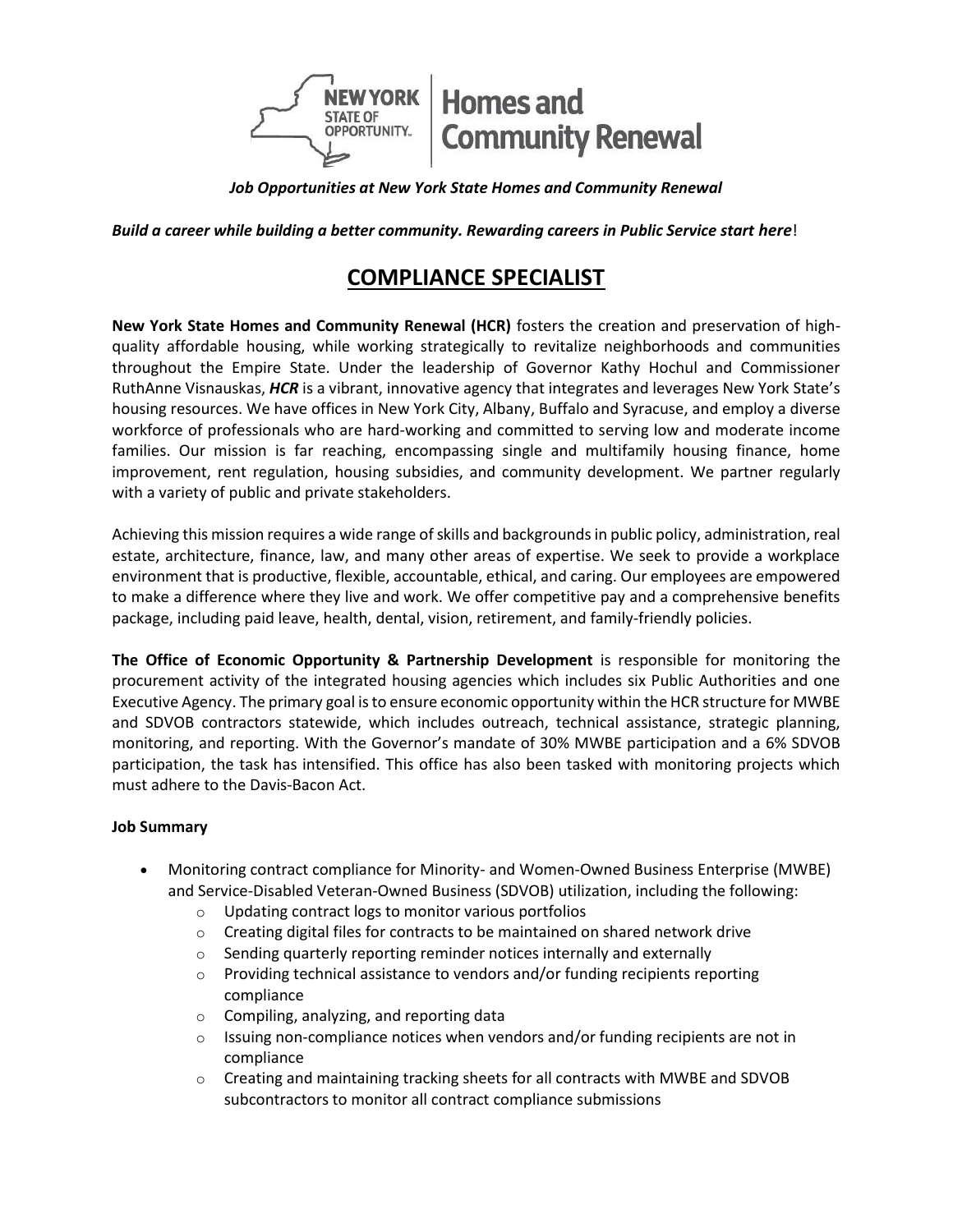*Job Opportunities at New York State Homes and Community Renewal*

***Build a career while building a better community. Rewarding careers in Public Service start here***!

# COMPLIANCE SPECIALIST

**New York State Homes and Community Renewal (HCR)** fosters the creation and preservation of high-quality affordable housing, while working strategically to revitalize neighborhoods and communities throughout the Empire State. Under the leadership of Governor Kathy Hochul and Commissioner RuthAnne Visnauskas, ***HCR*** is a vibrant, innovative agency that integrates and leverages New York State's housing resources. We have offices in New York City, Albany, Buffalo and Syracuse, and employ a diverse workforce of professionals who are hard-working and committed to serving low and moderate income families. Our mission is far reaching, encompassing single and multifamily housing finance, home improvement, rent regulation, housing subsidies, and community development. We partner regularly with a variety of public and private stakeholders.

Achieving this mission requires a wide range of skills and backgrounds in public policy, administration, real estate, architecture, finance, law, and many other areas of expertise. We seek to provide a workplace environment that is productive, flexible, accountable, ethical, and caring. Our employees are empowered to make a difference where they live and work. We offer competitive pay and a comprehensive benefits package, including paid leave, health, dental, vision, retirement, and family-friendly policies.

**The Office of Economic Opportunity & Partnership Development** is responsible for monitoring the procurement activity of the integrated housing agencies which includes six Public Authorities and one Executive Agency. The primary goal is to ensure economic opportunity within the HCR structure for MWBE and SDVOB contractors statewide, which includes outreach, technical assistance, strategic planning, monitoring, and reporting. With the Governor's mandate of 30% MWBE participation and a 6% SDVOB participation, the task has intensified. This office has also been tasked with monitoring projects which must adhere to the Davis-Bacon Act.

**Job Summary**

- Monitoring contract compliance for Minority- and Women-Owned Business Enterprise (MWBE) and Service-Disabled Veteran-Owned Business (SDVOB) utilization, including the following:
  - Updating contract logs to monitor various portfolios
  - Creating digital files for contracts to be maintained on shared network drive
  - Sending quarterly reporting reminder notices internally and externally
  - Providing technical assistance to vendors and/or funding recipients reporting compliance
  - Compiling, analyzing, and reporting data
  - Issuing non-compliance notices when vendors and/or funding recipients are not in compliance
  - Creating and maintaining tracking sheets for all contracts with MWBE and SDVOB subcontractors to monitor all contract compliance submissions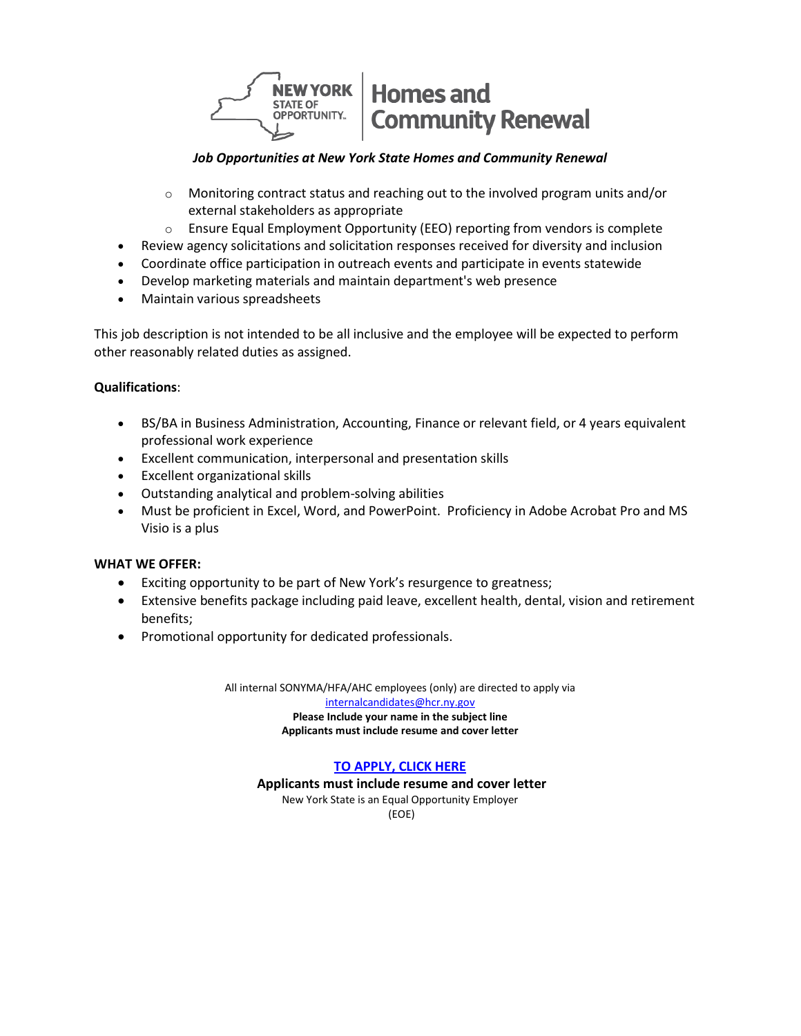*Job Opportunities at New York State Homes and Community Renewal*

  - Monitoring contract status and reaching out to the involved program units and/or external stakeholders as appropriate
  - Ensure Equal Employment Opportunity (EEO) reporting from vendors is complete
- Review agency solicitations and solicitation responses received for diversity and inclusion
- Coordinate office participation in outreach events and participate in events statewide
- Develop marketing materials and maintain department's web presence
- Maintain various spreadsheets

This job description is not intended to be all inclusive and the employee will be expected to perform other reasonably related duties as assigned.

**Qualifications**:

- BS/BA in Business Administration, Accounting, Finance or relevant field, or 4 years equivalent professional work experience
- Excellent communication, interpersonal and presentation skills
- Excellent organizational skills
- Outstanding analytical and problem-solving abilities
- Must be proficient in Excel, Word, and PowerPoint. Proficiency in Adobe Acrobat Pro and MS Visio is a plus

**WHAT WE OFFER:**

- Exciting opportunity to be part of New York's resurgence to greatness;
- Extensive benefits package including paid leave, excellent health, dental, vision and retirement benefits;
- Promotional opportunity for dedicated professionals.

All internal SONYMA/HFA/AHC employees (only) are directed to apply via
internalcandidates@hcr.ny.gov
**Please Include your name in the subject line**
**Applicants must include resume and cover letter**

**TO APPLY, CLICK HERE**

**Applicants must include resume and cover letter**

New York State is an Equal Opportunity Employer
(EOE)